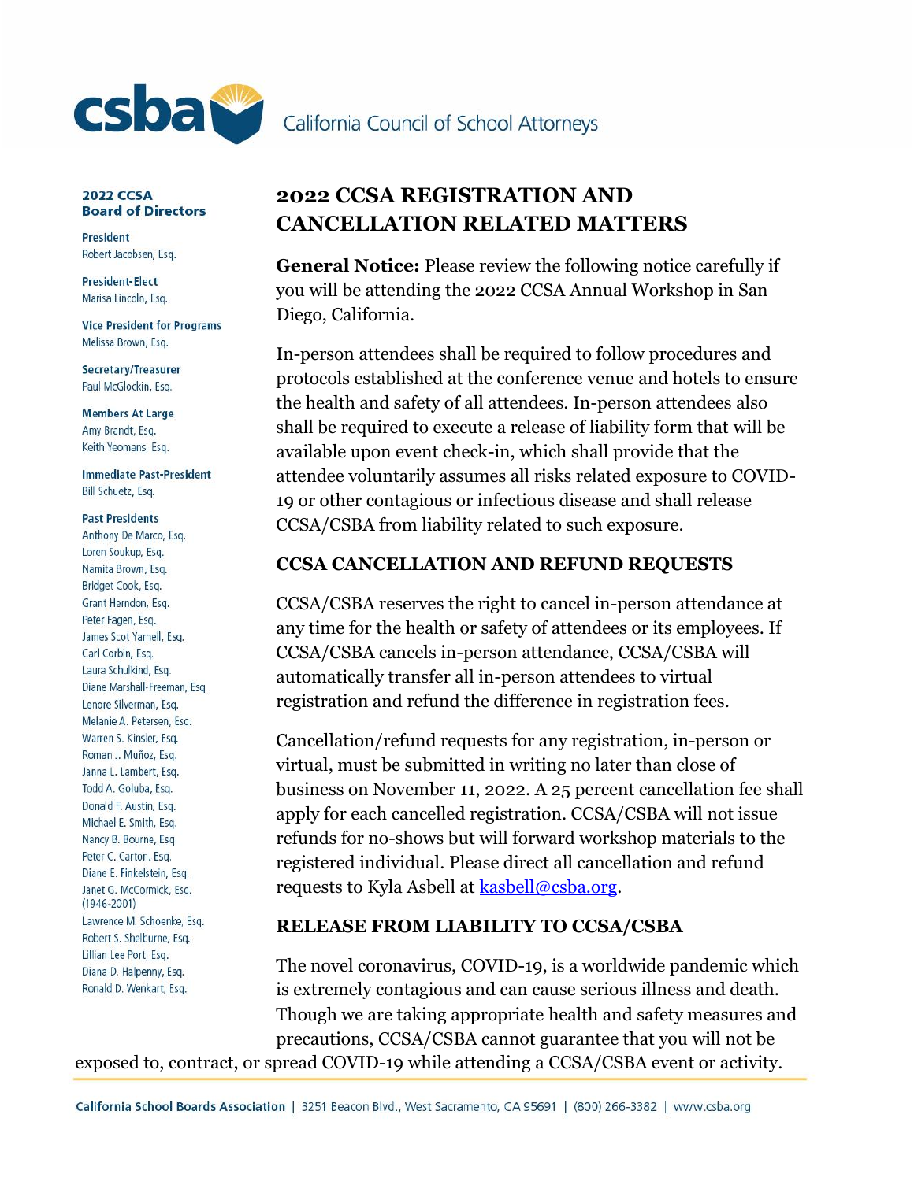California Council of School Attorneys

**2022 CCSA Board of Directors**

**President**
Robert Jacobsen, Esq.

**President-Elect**
Marisa Lincoln, Esq.

**Vice President for Programs**
Melissa Brown, Esq.

**Secretary/Treasurer**
Paul McGlockin, Esq.

**Members At Large**
Amy Brandt, Esq.
Keith Yeomans, Esq.

**Immediate Past-President**
Bill Schuetz, Esq.

**Past Presidents**
Anthony De Marco, Esq.
Loren Soukup, Esq.
Namita Brown, Esq.
Bridget Cook, Esq.
Grant Herndon, Esq.
Peter Fagen, Esq.
James Scot Yarnell, Esq.
Carl Corbin, Esq.
Laura Schulkind, Esq.
Diane Marshall-Freeman, Esq.
Lenore Silverman, Esq.
Melanie A. Petersen, Esq.
Warren S. Kinsler, Esq.
Roman J. Muñoz, Esq.
Janna L. Lambert, Esq.
Todd A. Goluba, Esq.
Donald F. Austin, Esq.
Michael E. Smith, Esq.
Nancy B. Bourne, Esq.
Peter C. Carton, Esq.
Diane E. Finkelstein, Esq.
Janet G. McCormick, Esq. (1946-2001)
Lawrence M. Schoenke, Esq.
Robert S. Shelburne, Esq.
Lillian Lee Port, Esq.
Diana D. Halpenny, Esq.
Ronald D. Wenkart, Esq.

# 2022 CCSA REGISTRATION AND CANCELLATION RELATED MATTERS

**General Notice:** Please review the following notice carefully if you will be attending the 2022 CCSA Annual Workshop in San Diego, California.

In-person attendees shall be required to follow procedures and protocols established at the conference venue and hotels to ensure the health and safety of all attendees. In-person attendees also shall be required to execute a release of liability form that will be available upon event check-in, which shall provide that the attendee voluntarily assumes all risks related exposure to COVID-19 or other contagious or infectious disease and shall release CCSA/CSBA from liability related to such exposure.

## CCSA CANCELLATION AND REFUND REQUESTS

CCSA/CSBA reserves the right to cancel in-person attendance at any time for the health or safety of attendees or its employees. If CCSA/CSBA cancels in-person attendance, CCSA/CSBA will automatically transfer all in-person attendees to virtual registration and refund the difference in registration fees.

Cancellation/refund requests for any registration, in-person or virtual, must be submitted in writing no later than close of business on November 11, 2022. A 25 percent cancellation fee shall apply for each cancelled registration. CCSA/CSBA will not issue refunds for no-shows but will forward workshop materials to the registered individual. Please direct all cancellation and refund requests to Kyla Asbell at [kasbell@csba.org](mailto:kasbell@csba.org).

## RELEASE FROM LIABILITY TO CCSA/CSBA

The novel coronavirus, COVID-19, is a worldwide pandemic which is extremely contagious and can cause serious illness and death. Though we are taking appropriate health and safety measures and precautions, CCSA/CSBA cannot guarantee that you will not be exposed to, contract, or spread COVID-19 while attending a CCSA/CSBA event or activity.

California School Boards Association | 3251 Beacon Blvd., West Sacramento, CA 95691 | (800) 266-3382 | www.csba.org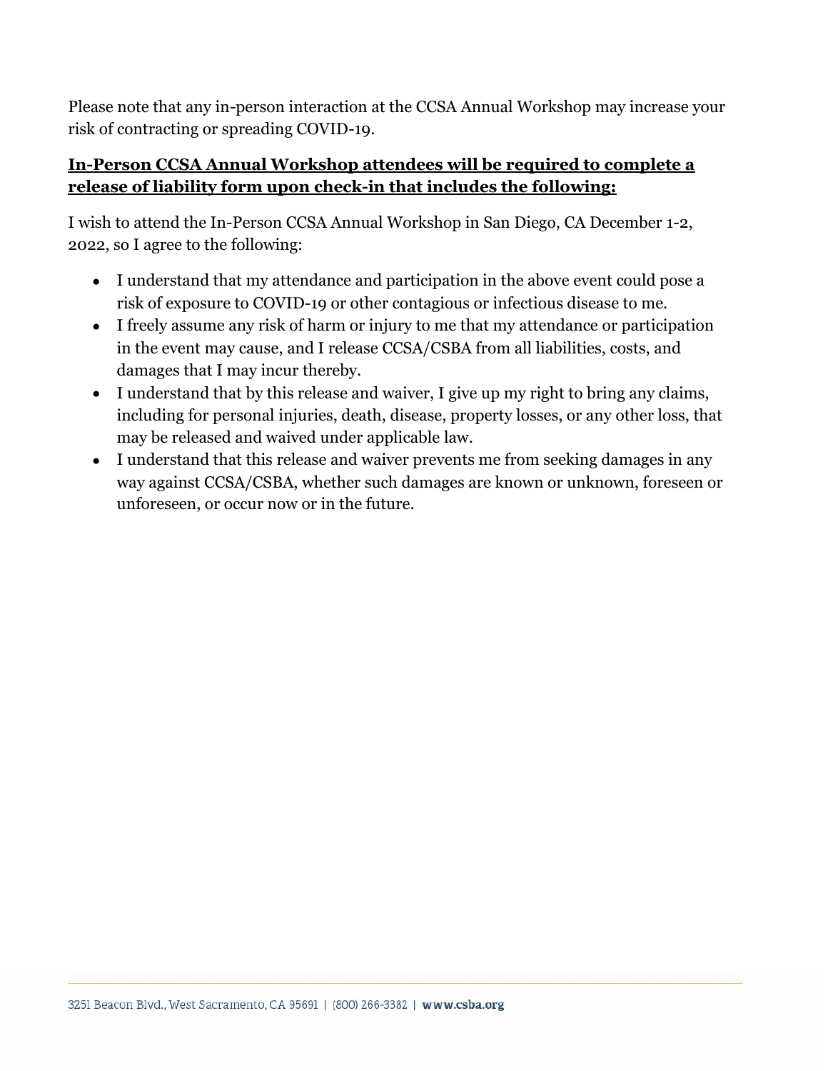Please note that any in-person interaction at the CCSA Annual Workshop may increase your risk of contracting or spreading COVID-19.

**In-Person CCSA Annual Workshop attendees will be required to complete a release of liability form upon check-in that includes the following:**

I wish to attend the In-Person CCSA Annual Workshop in San Diego, CA December 1-2, 2022, so I agree to the following:

- I understand that my attendance and participation in the above event could pose a risk of exposure to COVID-19 or other contagious or infectious disease to me.
- I freely assume any risk of harm or injury to me that my attendance or participation in the event may cause, and I release CCSA/CSBA from all liabilities, costs, and damages that I may incur thereby.
- I understand that by this release and waiver, I give up my right to bring any claims, including for personal injuries, death, disease, property losses, or any other loss, that may be released and waived under applicable law.
- I understand that this release and waiver prevents me from seeking damages in any way against CCSA/CSBA, whether such damages are known or unknown, foreseen or unforeseen, or occur now or in the future.